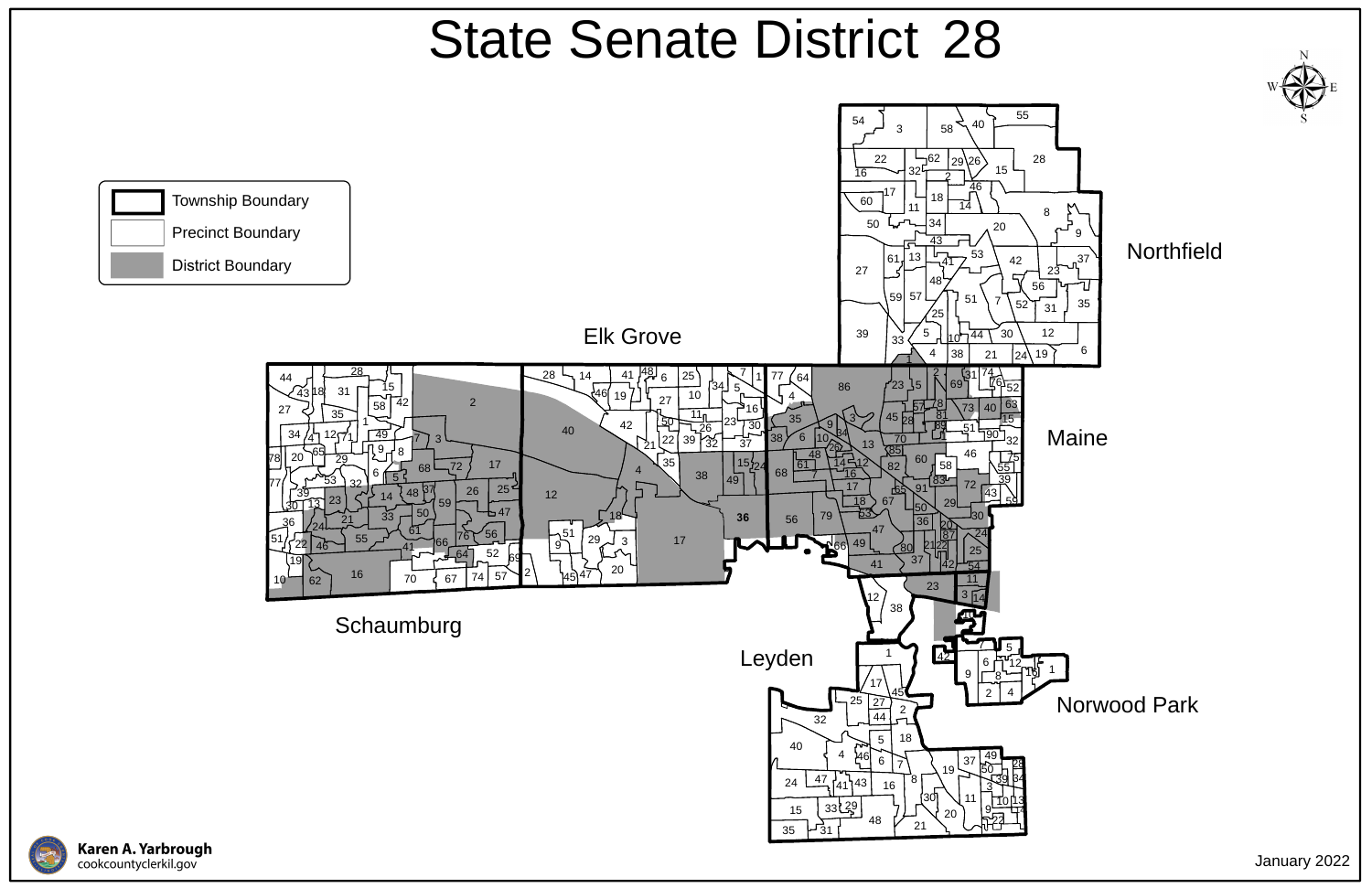# State Senate District 28

- Township Boundary
- Precinct Boundary
- District Boundary

Northfield

Elk Grove

Maine

Schaumburg

Leyden

Norwood Park

Karen A. Yarbrough
cookcountyclerkil.gov

January 2022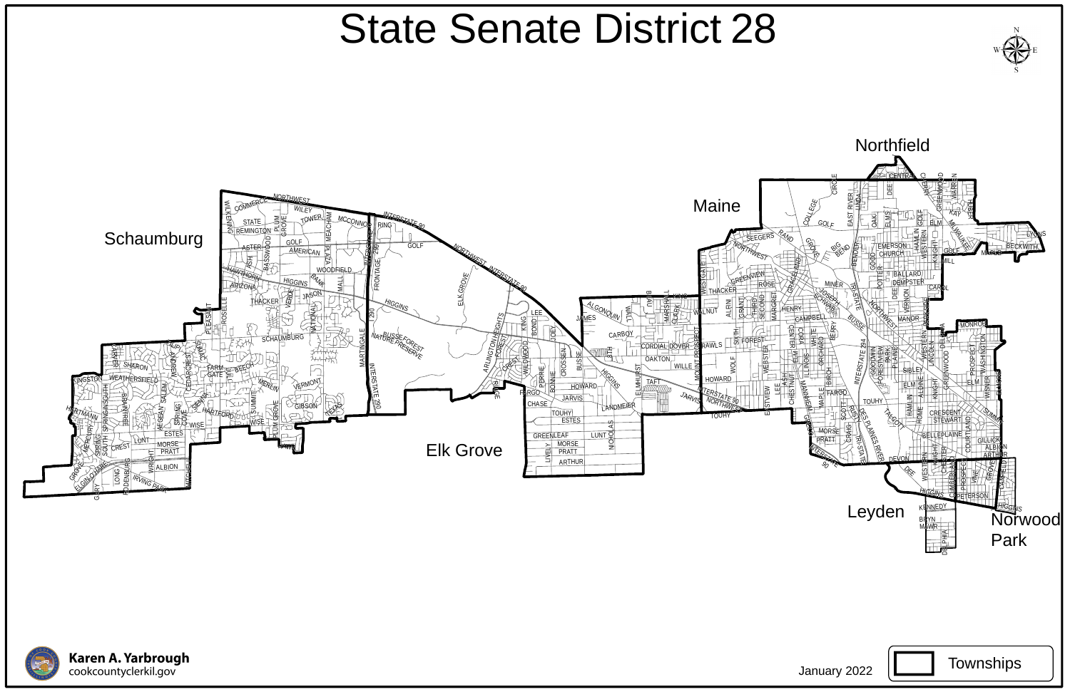# State Senate District 28

Northfield

Maine

Schaumburg

Elk Grove

Leyden

Norwood Park

Townships

January 2022

Karen A. Yarbrough
cookcountyclerkil.gov